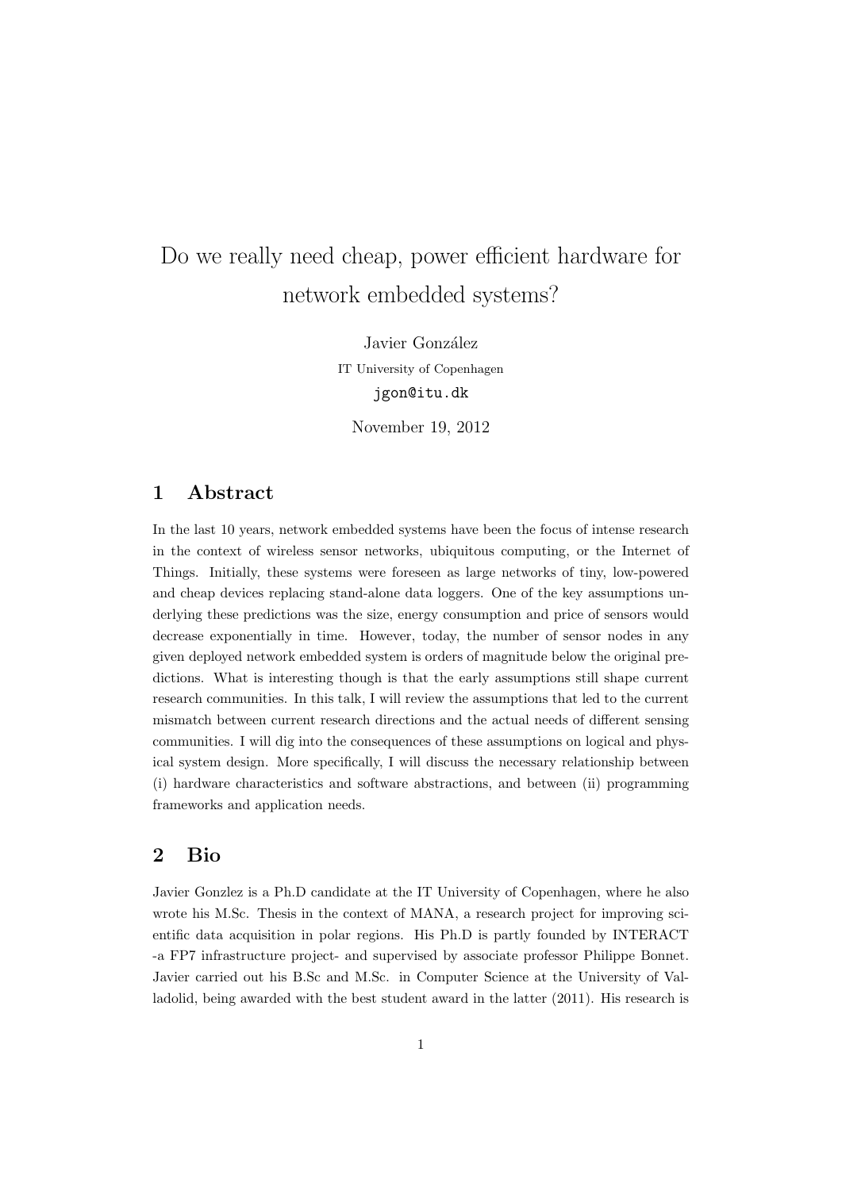# Do we really need cheap, power efficient hardware for network embedded systems?

Javier González

IT University of Copenhagen

jgon@itu.dk

November 19, 2012

## 1 Abstract

In the last 10 years, network embedded systems have been the focus of intense research in the context of wireless sensor networks, ubiquitous computing, or the Internet of Things. Initially, these systems were foreseen as large networks of tiny, low-powered and cheap devices replacing stand-alone data loggers. One of the key assumptions underlying these predictions was the size, energy consumption and price of sensors would decrease exponentially in time. However, today, the number of sensor nodes in any given deployed network embedded system is orders of magnitude below the original predictions. What is interesting though is that the early assumptions still shape current research communities. In this talk, I will review the assumptions that led to the current mismatch between current research directions and the actual needs of different sensing communities. I will dig into the consequences of these assumptions on logical and physical system design. More specifically, I will discuss the necessary relationship between (i) hardware characteristics and software abstractions, and between (ii) programming frameworks and application needs.

## 2 Bio

Javier Gonzlez is a Ph.D candidate at the IT University of Copenhagen, where he also wrote his M.Sc. Thesis in the context of MANA, a research project for improving scientific data acquisition in polar regions. His Ph.D is partly founded by INTERACT -a FP7 infrastructure project- and supervised by associate professor Philippe Bonnet. Javier carried out his B.Sc and M.Sc. in Computer Science at the University of Valladolid, being awarded with the best student award in the latter (2011). His research is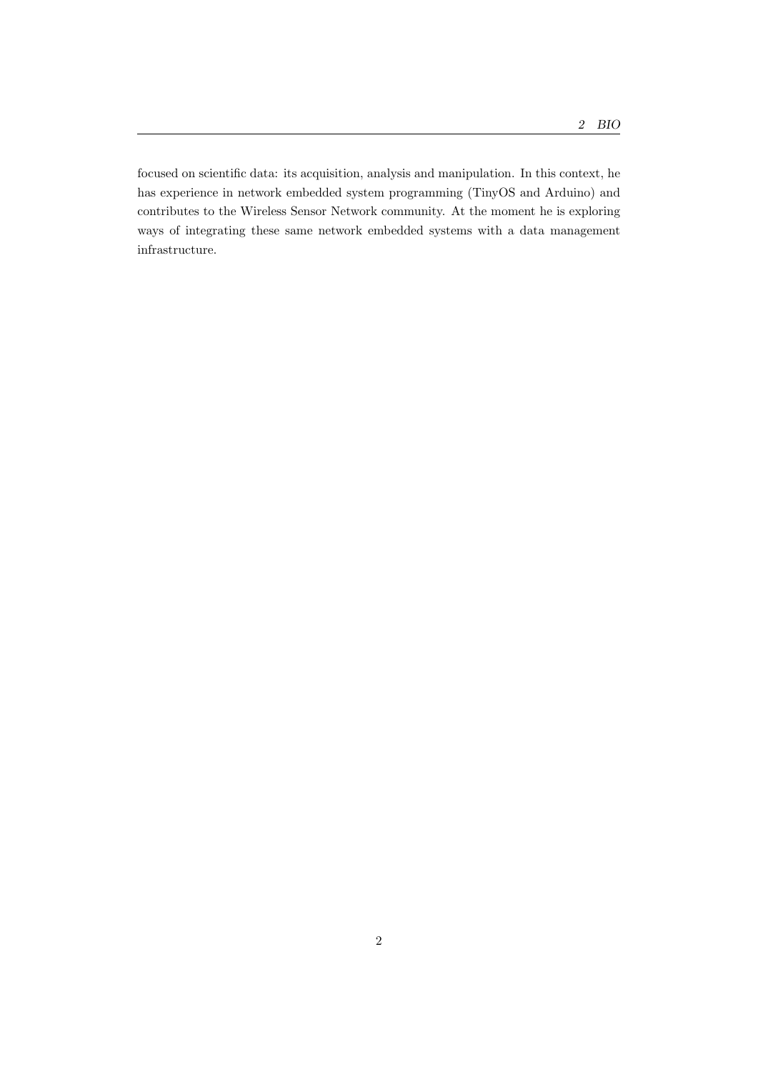focused on scientific data: its acquisition, analysis and manipulation. In this context, he has experience in network embedded system programming (TinyOS and Arduino) and contributes to the Wireless Sensor Network community. At the moment he is exploring ways of integrating these same network embedded systems with a data management infrastructure.